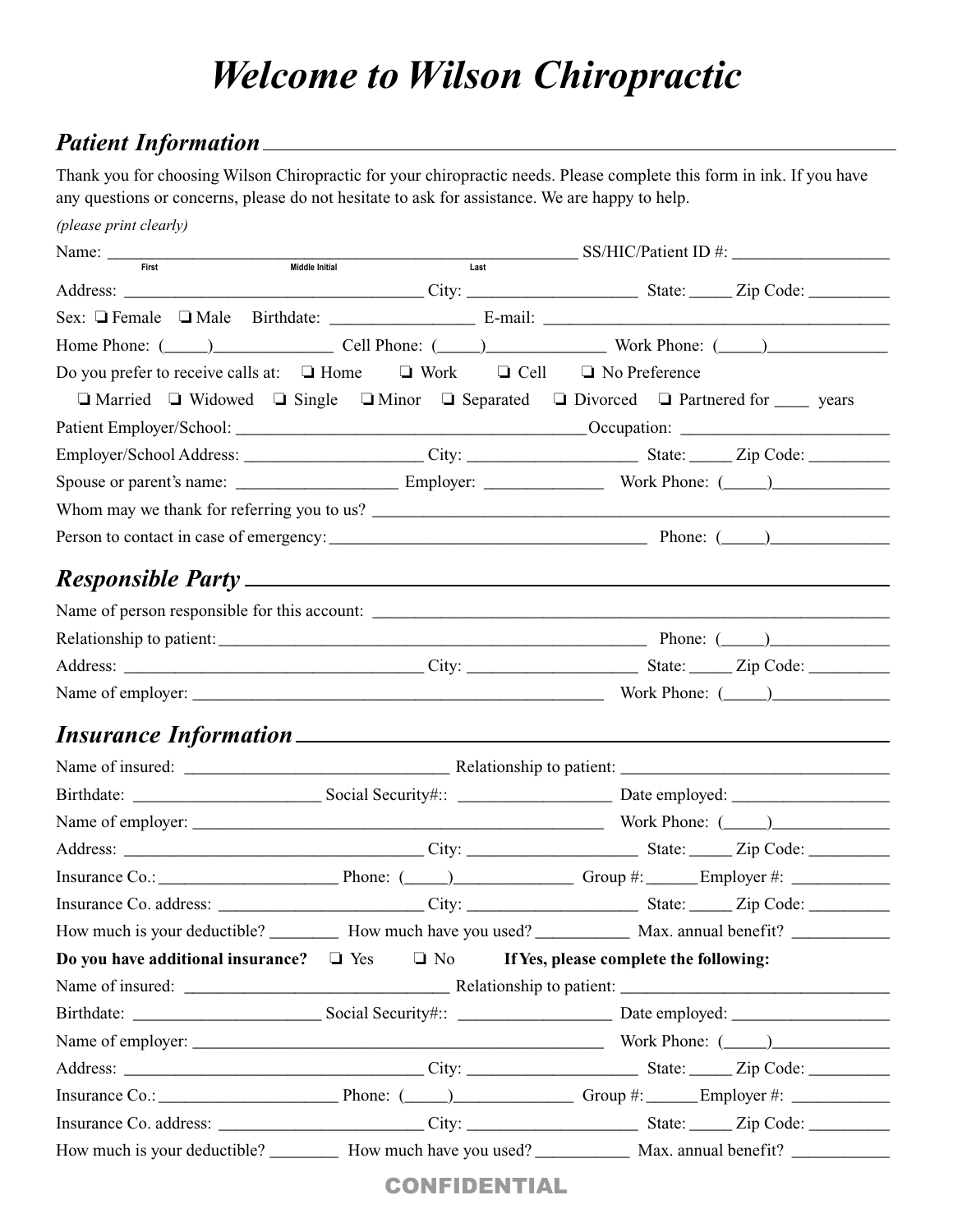# *Welcome to Wilson Chiropractic*

## *Patient Information*

Thank you for choosing Wilson Chiropractic for your chiropractic needs. Please complete this form in ink. If you have any questions or concerns, please do not hesitate to ask for assistance. We are happy to help.

*(please print clearly)*

Name: ______________________________________________ SS/HIC/Patient ID #: ________________
First Middle Initial Last

Address: ______________________________ City: __________________ State: _____ Zip Code: _________

Sex: ❏ Female ❏ Male Birthdate: ________________ E-mail: ________________________________

Home Phone: (_____)_____________ Cell Phone: (_____)_____________ Work Phone: (_____)_____________

Do you prefer to receive calls at: ❏ Home ❏ Work ❏ Cell ❏ No Preference

❏ Married ❏ Widowed ❏ Single ❏ Minor ❏ Separated ❏ Divorced ❏ Partnered for ____ years

Patient Employer/School: ____________________________________ Occupation: ______________________

Employer/School Address: ____________________ City: __________________ State: _____ Zip Code: _________

Spouse or parent's name: __________________ Employer: _____________ Work Phone: (_____)_____________

Whom may we thank for referring you to us? ______________________________________________________

Person to contact in case of emergency: __________________________________ Phone: (_____)_____________

## *Responsible Party*

Name of person responsible for this account: ______________________________________________________

Relationship to patient: ______________________________________________ Phone: (_____)_____________

Address: ______________________________ City: __________________ State: _____ Zip Code: _________

Name of employer: ____________________________________________ Work Phone: (_____)_____________

## *Insurance Information*

Name of insured: ______________________________ Relationship to patient: ______________________________

Birthdate: ____________________ Social Security#:: _________________ Date employed: __________________

Name of employer: ____________________________________________ Work Phone: (_____)_____________

Address: ______________________________ City: __________________ State: _____ Zip Code: _________

Insurance Co.: ____________________ Phone: (_____)_____________ Group #: ______ Employer #: ___________

Insurance Co. address: ______________________ City: __________________ State: _____ Zip Code: _________

How much is your deductible? ________ How much have you used? ___________ Max. annual benefit? ___________

**Do you have additional insurance?** ❏ Yes ❏ No **If Yes, please complete the following:**

Name of insured: ______________________________ Relationship to patient: ______________________________

Birthdate: ____________________ Social Security#:: _________________ Date employed: __________________

Name of employer: ____________________________________________ Work Phone: (_____)_____________

Address: ______________________________ City: __________________ State: _____ Zip Code: _________

Insurance Co.: ____________________ Phone: (_____)_____________ Group #: ______ Employer #: ___________

Insurance Co. address: ______________________ City: __________________ State: _____ Zip Code: _________

How much is your deductible? ________ How much have you used? ___________ Max. annual benefit? ___________

**CONFIDENTIAL**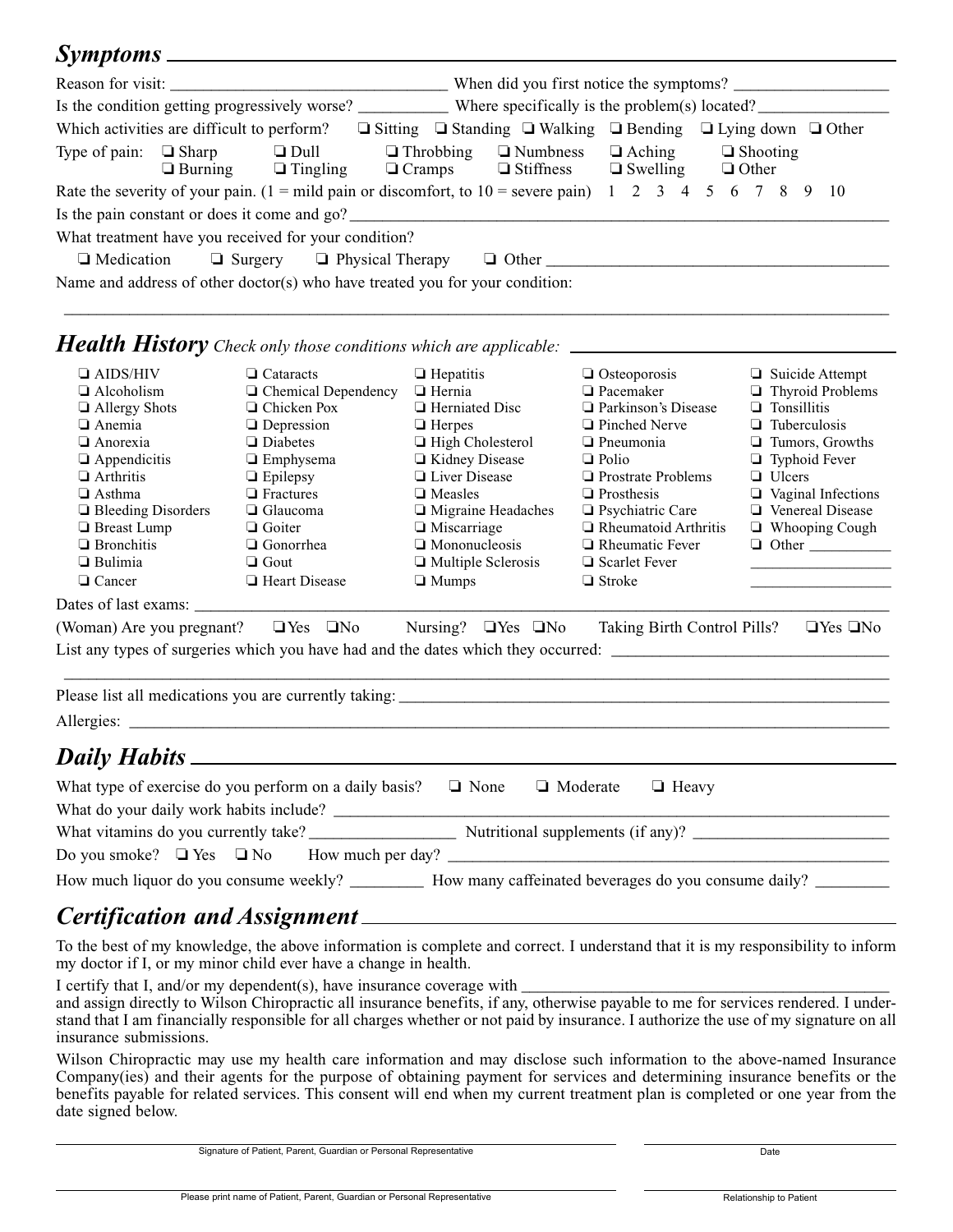## *Symptoms*

Reason for visit: ________________________________ When did you first notice the symptoms? __________________

Is the condition getting progressively worse? ___________ Where specifically is the problem(s) located? _______________

Which activities are difficult to perform? ❑ Sitting ❑ Standing ❑ Walking ❑ Bending ❑ Lying down ❑ Other

Type of pain: ❑ Sharp ❑ Dull ❑ Throbbing ❑ Numbness ❑ Aching ❑ Shooting ❑ Burning ❑ Tingling ❑ Cramps ❑ Stiffness ❑ Swelling ❑ Other

Rate the severity of your pain. (1 = mild pain or discomfort, to 10 = severe pain) 1 2 3 4 5 6 7 8 9 10

Is the pain constant or does it come and go? ________________________________________________

What treatment have you received for your condition?

❑ Medication ❑ Surgery ❑ Physical Therapy ❑ Other ________________________________________

Name and address of other doctor(s) who have treated you for your condition:

_______________________________________________________________________________

## *Health History* *Check only those conditions which are applicable:*

| | | | | |
|---|---|---|---|---|
| ❑ AIDS/HIV | ❑ Cataracts | ❑ Hepatitis | ❑ Osteoporosis | ❑ Suicide Attempt |
| ❑ Alcoholism | ❑ Chemical Dependency | ❑ Hernia | ❑ Pacemaker | ❑ Thyroid Problems |
| ❑ Allergy Shots | ❑ Chicken Pox | ❑ Herniated Disc | ❑ Parkinson's Disease | ❑ Tonsillitis |
| ❑ Anemia | ❑ Depression | ❑ Herpes | ❑ Pinched Nerve | ❑ Tuberculosis |
| ❑ Anorexia | ❑ Diabetes | ❑ High Cholesterol | ❑ Pneumonia | ❑ Tumors, Growths |
| ❑ Appendicitis | ❑ Emphysema | ❑ Kidney Disease | ❑ Polio | ❑ Typhoid Fever |
| ❑ Arthritis | ❑ Epilepsy | ❑ Liver Disease | ❑ Prostrate Problems | ❑ Ulcers |
| ❑ Asthma | ❑ Fractures | ❑ Measles | ❑ Prosthesis | ❑ Vaginal Infections |
| ❑ Bleeding Disorders | ❑ Glaucoma | ❑ Migraine Headaches | ❑ Psychiatric Care | ❑ Venereal Disease |
| ❑ Breast Lump | ❑ Goiter | ❑ Miscarriage | ❑ Rheumatoid Arthritis | ❑ Whooping Cough |
| ❑ Bronchitis | ❑ Gonorrhea | ❑ Mononucleosis | ❑ Rheumatic Fever | ❑ Other __________ |
| ❑ Bulimia | ❑ Gout | ❑ Multiple Sclerosis | ❑ Scarlet Fever | __________ |
| ❑ Cancer | ❑ Heart Disease | ❑ Mumps | ❑ Stroke | __________ |

Dates of last exams: ______________________________________________________________

(Woman) Are you pregnant? ❑Yes ❑No Nursing? ❑Yes ❑No Taking Birth Control Pills? ❑Yes ❑No

List any types of surgeries which you have had and the dates which they occurred: ______________________

_______________________________________________________________________________

Please list all medications you are currently taking: ____________________________________________

Allergies: ______________________________________________________________________

## *Daily Habits*

What type of exercise do you perform on a daily basis? ❑ None ❑ Moderate ❑ Heavy

What do your daily work habits include? ________________________________________________

What vitamins do you currently take? _________________ Nutritional supplements (if any)? ______________________

Do you smoke? ❑ Yes ❑ No How much per day? ____________________________________________

How much liquor do you consume weekly? _________ How many caffeinated beverages do you consume daily? _________

## *Certification and Assignment*

To the best of my knowledge, the above information is complete and correct. I understand that it is my responsibility to inform my doctor if I, or my minor child ever have a change in health.

I certify that I, and/or my dependent(s), have insurance coverage with ________________________________________ and assign directly to Wilson Chiropractic all insurance benefits, if any, otherwise payable to me for services rendered. I understand that I am financially responsible for all charges whether or not paid by insurance. I authorize the use of my signature on all insurance submissions.

Wilson Chiropractic may use my health care information and may disclose such information to the above-named Insurance Company(ies) and their agents for the purpose of obtaining payment for services and determining insurance benefits or the benefits payable for related services. This consent will end when my current treatment plan is completed or one year from the date signed below.

_______________________________________________ ____________________

Signature of Patient, Parent, Guardian or Personal Representative Date

_______________________________________________ ____________________

Please print name of Patient, Parent, Guardian or Personal Representative Relationship to Patient